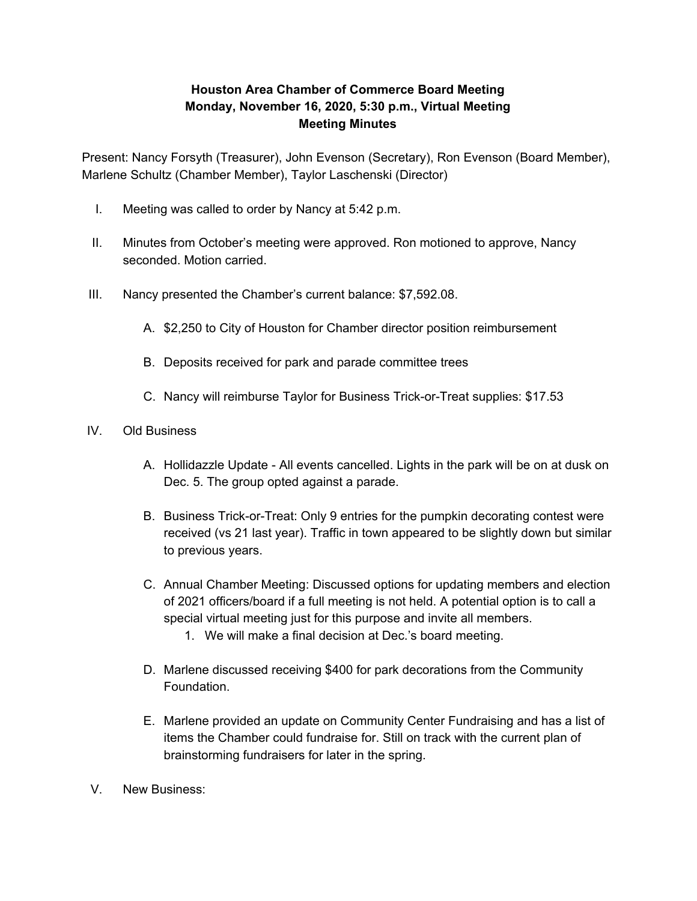**Houston Area Chamber of Commerce Board Meeting**
**Monday, November 16, 2020, 5:30 p.m., Virtual Meeting**
**Meeting Minutes**

Present: Nancy Forsyth (Treasurer), John Evenson (Secretary), Ron Evenson (Board Member), Marlene Schultz (Chamber Member), Taylor Laschenski (Director)

I. Meeting was called to order by Nancy at 5:42 p.m.

II. Minutes from October's meeting were approved. Ron motioned to approve, Nancy seconded. Motion carried.

III. Nancy presented the Chamber's current balance: $7,592.08.

   A. $2,250 to City of Houston for Chamber director position reimbursement

   B. Deposits received for park and parade committee trees

   C. Nancy will reimburse Taylor for Business Trick-or-Treat supplies: $17.53

IV. Old Business

   A. Hollidazzle Update - All events cancelled. Lights in the park will be on at dusk on Dec. 5. The group opted against a parade.

   B. Business Trick-or-Treat: Only 9 entries for the pumpkin decorating contest were received (vs 21 last year). Traffic in town appeared to be slightly down but similar to previous years.

   C. Annual Chamber Meeting: Discussed options for updating members and election of 2021 officers/board if a full meeting is not held. A potential option is to call a special virtual meeting just for this purpose and invite all members.

      1. We will make a final decision at Dec.'s board meeting.

   D. Marlene discussed receiving $400 for park decorations from the Community Foundation.

   E. Marlene provided an update on Community Center Fundraising and has a list of items the Chamber could fundraise for. Still on track with the current plan of brainstorming fundraisers for later in the spring.

V. New Business: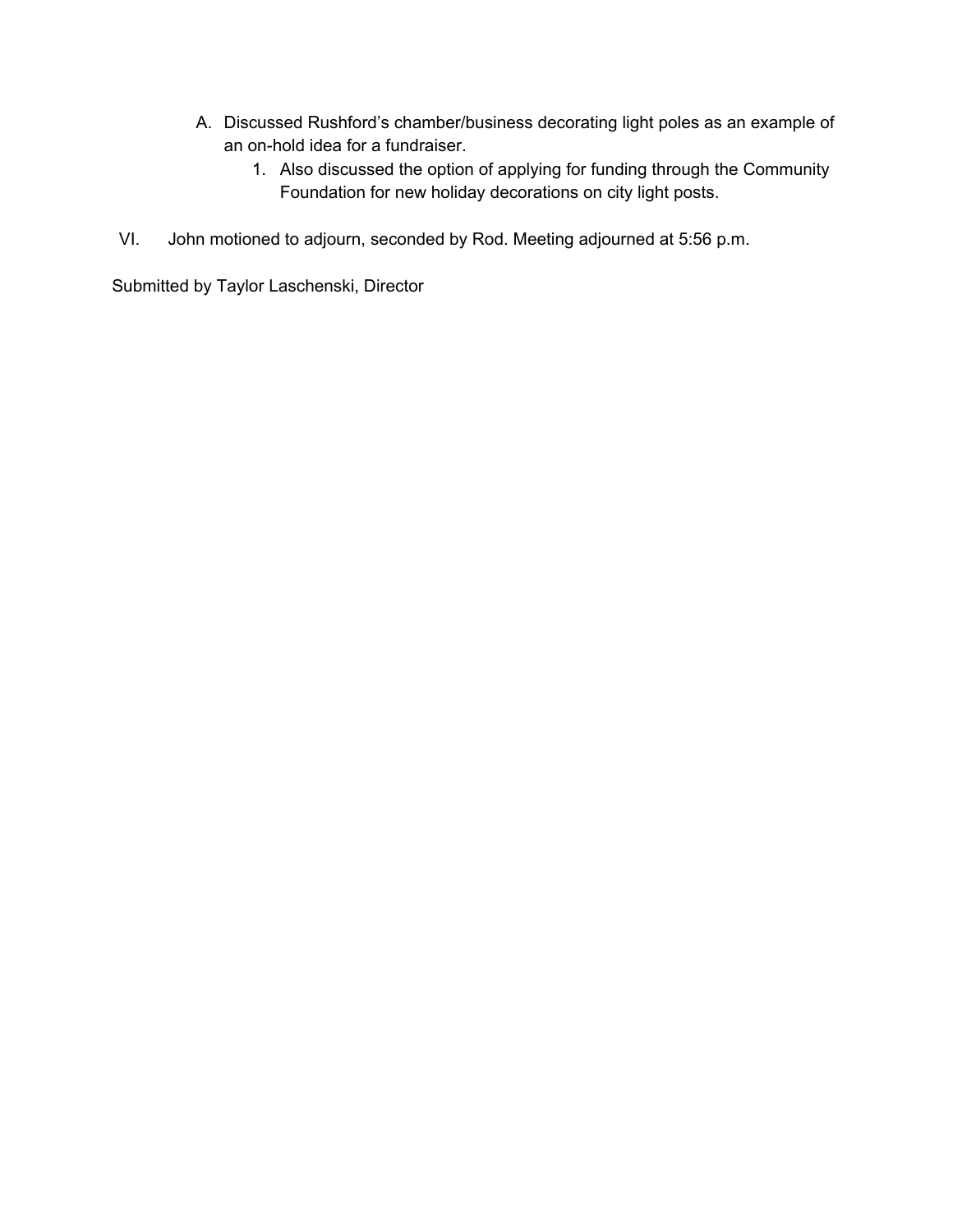A. Discussed Rushford's chamber/business decorating light poles as an example of an on-hold idea for a fundraiser.
   1. Also discussed the option of applying for funding through the Community Foundation for new holiday decorations on city light posts.

VI. John motioned to adjourn, seconded by Rod. Meeting adjourned at 5:56 p.m.

Submitted by Taylor Laschenski, Director